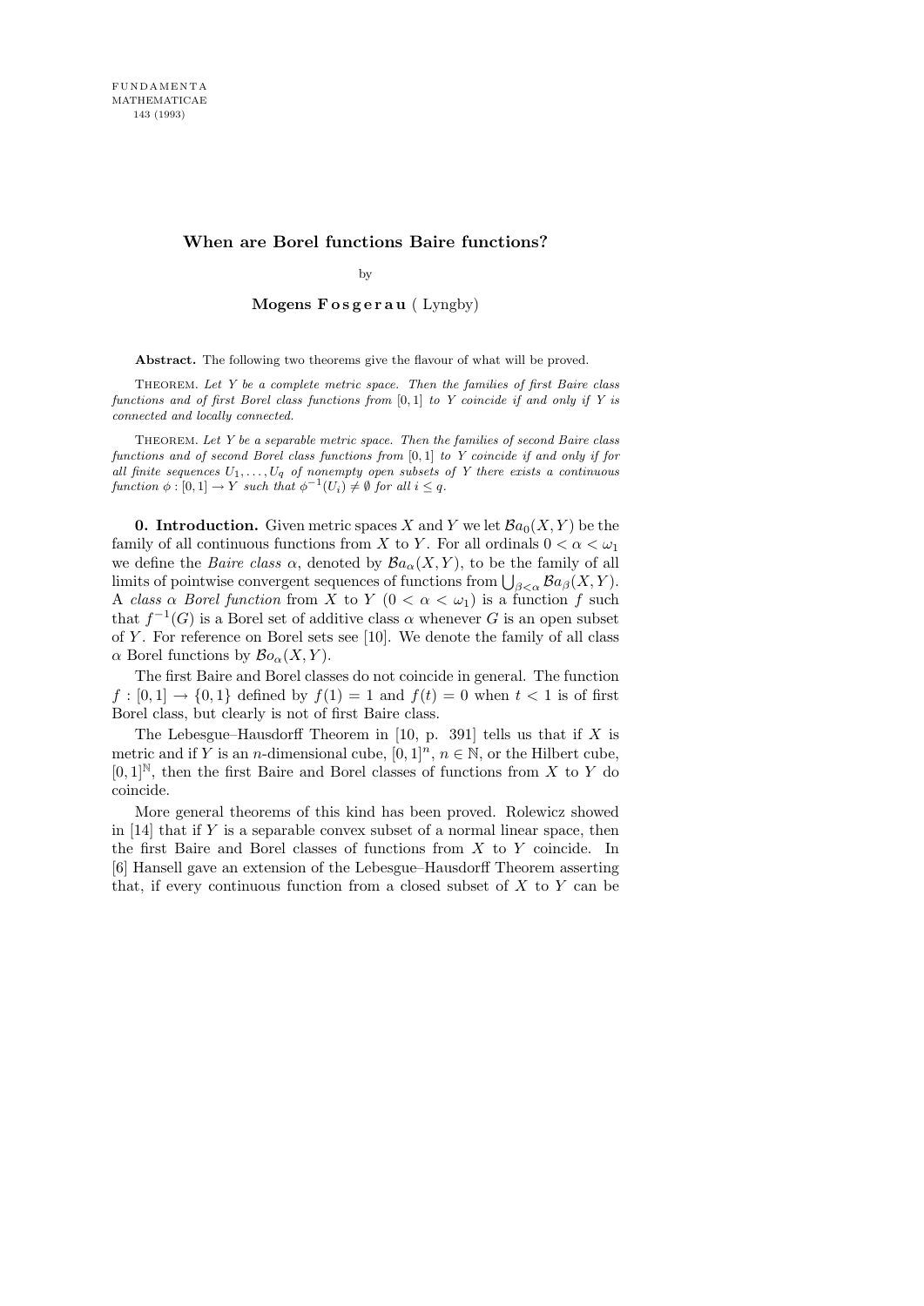# When are Borel functions Baire functions?

by

**Mogens Fosgerau** (Lyngby)

**Abstract.** The following two theorems give the flavour of what will be proved.

THEOREM. *Let $Y$ be a complete metric space. Then the families of first Baire class functions and of first Borel class functions from $[0,1]$ to $Y$ coincide if and only if $Y$ is connected and locally connected.*

THEOREM. *Let $Y$ be a separable metric space. Then the families of second Baire class functions and of second Borel class functions from $[0,1]$ to $Y$ coincide if and only if for all finite sequences $U_1, \ldots, U_q$ of nonempty open subsets of $Y$ there exists a continuous function $\phi : [0,1] \to Y$ such that $\phi^{-1}(U_i) \neq \emptyset$ for all $i \leq q$.*

**0. Introduction.** Given metric spaces $X$ and $Y$ we let $\mathcal{B}a_0(X,Y)$ be the family of all continuous functions from $X$ to $Y$. For all ordinals $0 < \alpha < \omega_1$ we define the *Baire class* $\alpha$, denoted by $\mathcal{B}a_\alpha(X,Y)$, to be the family of all limits of pointwise convergent sequences of functions from $\bigcup_{\beta<\alpha} \mathcal{B}a_\beta(X,Y)$. A *class* $\alpha$ *Borel function* from $X$ to $Y$ ($0 < \alpha < \omega_1$) is a function $f$ such that $f^{-1}(G)$ is a Borel set of additive class $\alpha$ whenever $G$ is an open subset of $Y$. For reference on Borel sets see [10]. We denote the family of all class $\alpha$ Borel functions by $\mathcal{B}o_\alpha(X,Y)$.

The first Baire and Borel classes do not coincide in general. The function $f : [0,1] \to \{0,1\}$ defined by $f(1) = 1$ and $f(t) = 0$ when $t < 1$ is of first Borel class, but clearly is not of first Baire class.

The Lebesgue–Hausdorff Theorem in [10, p. 391] tells us that if $X$ is metric and if $Y$ is an $n$-dimensional cube, $[0,1]^n$, $n \in \mathbb{N}$, or the Hilbert cube, $[0,1]^{\mathbb{N}}$, then the first Baire and Borel classes of functions from $X$ to $Y$ do coincide.

More general theorems of this kind has been proved. Rolewicz showed in [14] that if $Y$ is a separable convex subset of a normal linear space, then the first Baire and Borel classes of functions from $X$ to $Y$ coincide. In [6] Hansell gave an extension of the Lebesgue–Hausdorff Theorem asserting that, if every continuous function from a closed subset of $X$ to $Y$ can be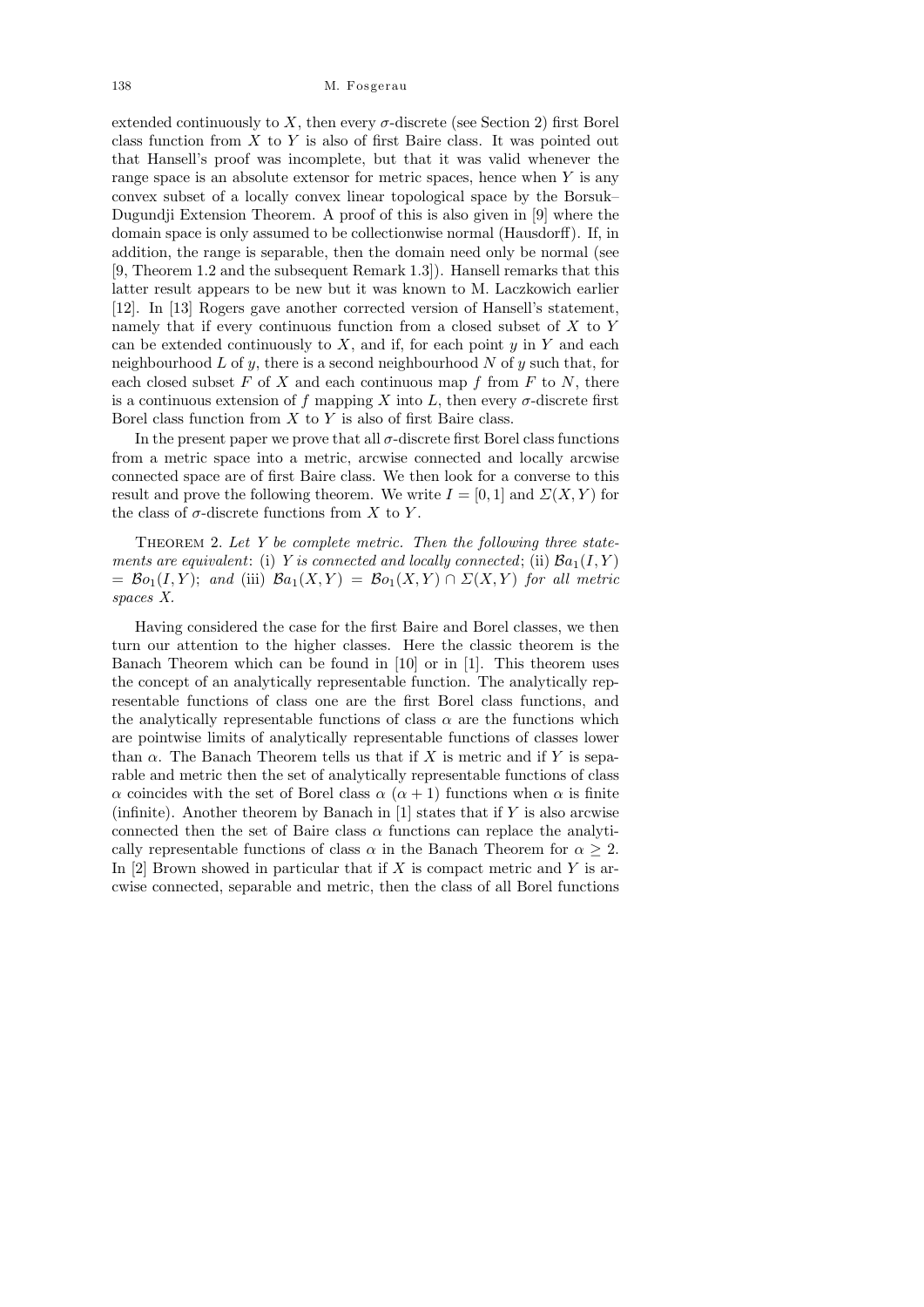extended continuously to $X$, then every $\sigma$-discrete (see Section 2) first Borel class function from $X$ to $Y$ is also of first Baire class. It was pointed out that Hansell's proof was incomplete, but that it was valid whenever the range space is an absolute extensor for metric spaces, hence when $Y$ is any convex subset of a locally convex linear topological space by the Borsuk–Dugundji Extension Theorem. A proof of this is also given in [9] where the domain space is only assumed to be collectionwise normal (Hausdorff). If, in addition, the range is separable, then the domain need only be normal (see [9, Theorem 1.2 and the subsequent Remark 1.3]). Hansell remarks that this latter result appears to be new but it was known to M. Laczkowich earlier [12]. In [13] Rogers gave another corrected version of Hansell's statement, namely that if every continuous function from a closed subset of $X$ to $Y$ can be extended continuously to $X$, and if, for each point $y$ in $Y$ and each neighbourhood $L$ of $y$, there is a second neighbourhood $N$ of $y$ such that, for each closed subset $F$ of $X$ and each continuous map $f$ from $F$ to $N$, there is a continuous extension of $f$ mapping $X$ into $L$, then every $\sigma$-discrete first Borel class function from $X$ to $Y$ is also of first Baire class.

In the present paper we prove that all $\sigma$-discrete first Borel class functions from a metric space into a metric, arcwise connected and locally arcwise connected space are of first Baire class. We then look for a converse to this result and prove the following theorem. We write $I = [0,1]$ and $\Sigma(X,Y)$ for the class of $\sigma$-discrete functions from $X$ to $Y$.

Theorem 2. *Let $Y$ be complete metric. Then the following three statements are equivalent*: (i) *$Y$ is connected and locally connected*; (ii) $\mathcal{B}a_1(I,Y) = \mathcal{B}o_1(I,Y)$; *and* (iii) $\mathcal{B}a_1(X,Y) = \mathcal{B}o_1(X,Y) \cap \Sigma(X,Y)$ *for all metric spaces $X$.*

Having considered the case for the first Baire and Borel classes, we then turn our attention to the higher classes. Here the classic theorem is the Banach Theorem which can be found in [10] or in [1]. This theorem uses the concept of an analytically representable function. The analytically representable functions of class one are the first Borel class functions, and the analytically representable functions of class $\alpha$ are the functions which are pointwise limits of analytically representable functions of classes lower than $\alpha$. The Banach Theorem tells us that if $X$ is metric and if $Y$ is separable and metric then the set of analytically representable functions of class $\alpha$ coincides with the set of Borel class $\alpha$ $(\alpha + 1)$ functions when $\alpha$ is finite (infinite). Another theorem by Banach in [1] states that if $Y$ is also arcwise connected then the set of Baire class $\alpha$ functions can replace the analytically representable functions of class $\alpha$ in the Banach Theorem for $\alpha \geq 2$. In [2] Brown showed in particular that if $X$ is compact metric and $Y$ is arcwise connected, separable and metric, then the class of all Borel functions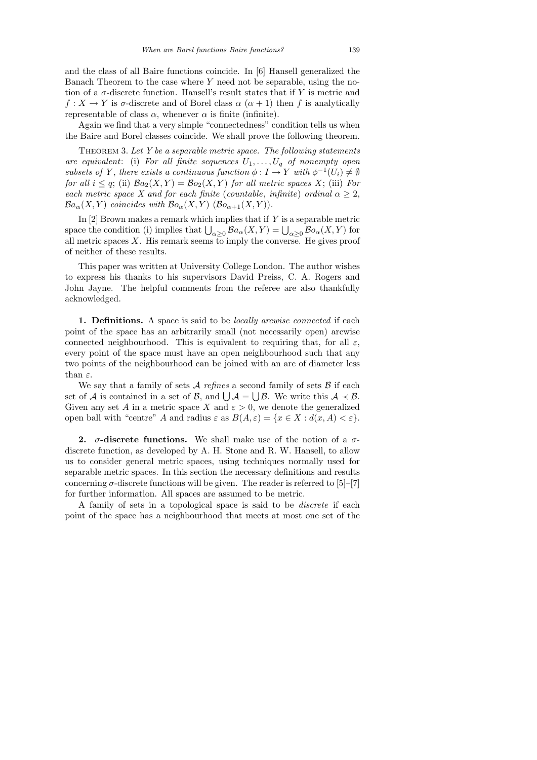and the class of all Baire functions coincide. In [6] Hansell generalized the Banach Theorem to the case where $Y$ need not be separable, using the notion of a $\sigma$-discrete function. Hansell's result states that if $Y$ is metric and $f : X \to Y$ is $\sigma$-discrete and of Borel class $\alpha$ ($\alpha + 1$) then $f$ is analytically representable of class $\alpha$, whenever $\alpha$ is finite (infinite).

Again we find that a very simple "connectedness" condition tells us when the Baire and Borel classes coincide. We shall prove the following theorem.

Theorem 3. *Let $Y$ be a separable metric space. The following statements are equivalent*: (i) *For all finite sequences $U_1, \ldots, U_q$ of nonempty open subsets of $Y$, there exists a continuous function $\phi : I \to Y$ with $\phi^{-1}(U_i) \neq \emptyset$ for all $i \leq q$*; (ii) *$\mathcal{B}a_2(X,Y) = \mathcal{B}o_2(X,Y)$ for all metric spaces $X$*; (iii) *For each metric space $X$ and for each finite* (*countable, infinite*) *ordinal $\alpha \geq 2$, $\mathcal{B}a_\alpha(X,Y)$ coincides with $\mathcal{B}o_\alpha(X,Y)$ ($\mathcal{B}o_{\alpha+1}(X,Y)$).*

In [2] Brown makes a remark which implies that if $Y$ is a separable metric space the condition (i) implies that $\bigcup_{\alpha \geq 0} \mathcal{B}a_\alpha(X,Y) = \bigcup_{\alpha \geq 0} \mathcal{B}o_\alpha(X,Y)$ for all metric spaces $X$. His remark seems to imply the converse. He gives proof of neither of these results.

This paper was written at University College London. The author wishes to express his thanks to his supervisors David Preiss, C. A. Rogers and John Jayne. The helpful comments from the referee are also thankfully acknowledged.

**1. Definitions.** A space is said to be *locally arcwise connected* if each point of the space has an arbitrarily small (not necessarily open) arcwise connected neighbourhood. This is equivalent to requiring that, for all $\varepsilon$, every point of the space must have an open neighbourhood such that any two points of the neighbourhood can be joined with an arc of diameter less than $\varepsilon$.

We say that a family of sets $\mathcal{A}$ *refines* a second family of sets $\mathcal{B}$ if each set of $\mathcal{A}$ is contained in a set of $\mathcal{B}$, and $\bigcup \mathcal{A} = \bigcup \mathcal{B}$. We write this $\mathcal{A} \prec \mathcal{B}$. Given any set $A$ in a metric space $X$ and $\varepsilon > 0$, we denote the generalized open ball with "centre" $A$ and radius $\varepsilon$ as $B(A,\varepsilon) = \{x \in X : d(x,A) < \varepsilon\}$.

**2. $\sigma$-discrete functions.** We shall make use of the notion of a $\sigma$-discrete function, as developed by A. H. Stone and R. W. Hansell, to allow us to consider general metric spaces, using techniques normally used for separable metric spaces. In this section the necessary definitions and results concerning $\sigma$-discrete functions will be given. The reader is referred to [5]–[7] for further information. All spaces are assumed to be metric.

A family of sets in a topological space is said to be *discrete* if each point of the space has a neighbourhood that meets at most one set of the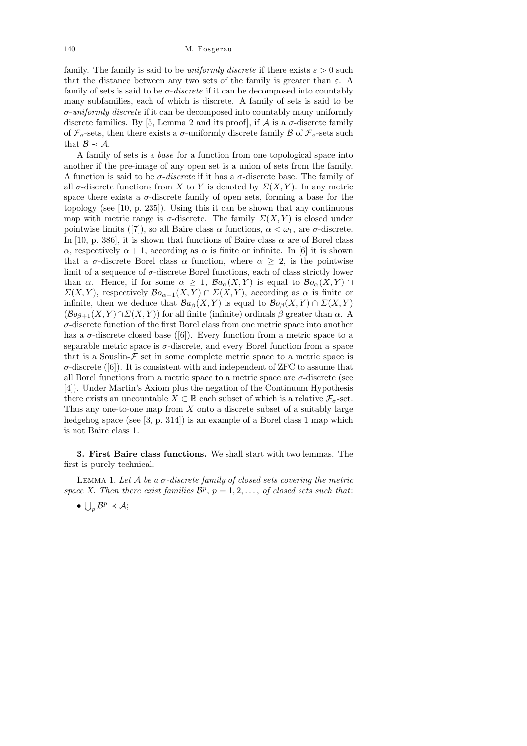family. The family is said to be *uniformly discrete* if there exists $\varepsilon > 0$ such that the distance between any two sets of the family is greater than $\varepsilon$. A family of sets is said to be $\sigma$-*discrete* if it can be decomposed into countably many subfamilies, each of which is discrete. A family of sets is said to be $\sigma$-*uniformly discrete* if it can be decomposed into countably many uniformly discrete families. By [5, Lemma 2 and its proof], if $\mathcal{A}$ is a $\sigma$-discrete family of $\mathcal{F}_\sigma$-sets, then there exists a $\sigma$-uniformly discrete family $\mathcal{B}$ of $\mathcal{F}_\sigma$-sets such that $\mathcal{B} \prec \mathcal{A}$.

A family of sets is a *base* for a function from one topological space into another if the pre-image of any open set is a union of sets from the family. A function is said to be $\sigma$-*discrete* if it has a $\sigma$-discrete base. The family of all $\sigma$-discrete functions from $X$ to $Y$ is denoted by $\Sigma(X,Y)$. In any metric space there exists a $\sigma$-discrete family of open sets, forming a base for the topology (see [10, p. 235]). Using this it can be shown that any continuous map with metric range is $\sigma$-discrete. The family $\Sigma(X,Y)$ is closed under pointwise limits ([7]), so all Baire class $\alpha$ functions, $\alpha < \omega_1$, are $\sigma$-discrete. In [10, p. 386], it is shown that functions of Baire class $\alpha$ are of Borel class $\alpha$, respectively $\alpha + 1$, according as $\alpha$ is finite or infinite. In [6] it is shown that a $\sigma$-discrete Borel class $\alpha$ function, where $\alpha \geq 2$, is the pointwise limit of a sequence of $\sigma$-discrete Borel functions, each of class strictly lower than $\alpha$. Hence, if for some $\alpha \geq 1$, $\mathcal{B}a_\alpha(X,Y)$ is equal to $\mathcal{B}o_\alpha(X,Y) \cap \Sigma(X,Y)$, respectively $\mathcal{B}o_{\alpha+1}(X,Y) \cap \Sigma(X,Y)$, according as $\alpha$ is finite or infinite, then we deduce that $\mathcal{B}a_\beta(X,Y)$ is equal to $\mathcal{B}o_\beta(X,Y) \cap \Sigma(X,Y)$ ($\mathcal{B}o_{\beta+1}(X,Y) \cap \Sigma(X,Y)$) for all finite (infinite) ordinals $\beta$ greater than $\alpha$. A $\sigma$-discrete function of the first Borel class from one metric space into another has a $\sigma$-discrete closed base ([6]). Every function from a metric space to a separable metric space is $\sigma$-discrete, and every Borel function from a space that is a Souslin-$\mathcal{F}$ set in some complete metric space to a metric space is $\sigma$-discrete ([6]). It is consistent with and independent of ZFC to assume that all Borel functions from a metric space to a metric space are $\sigma$-discrete (see [4]). Under Martin's Axiom plus the negation of the Continuum Hypothesis there exists an uncountable $X \subset \mathbb{R}$ each subset of which is a relative $\mathcal{F}_\sigma$-set. Thus any one-to-one map from $X$ onto a discrete subset of a suitably large hedgehog space (see [3, p. 314]) is an example of a Borel class 1 map which is not Baire class 1.

**3. First Baire class functions.** We shall start with two lemmas. The first is purely technical.

Lemma 1. *Let $\mathcal{A}$ be a $\sigma$-discrete family of closed sets covering the metric space $X$. Then there exist families $\mathcal{B}^p$, $p = 1, 2, \ldots$, of closed sets such that*:

- $\bigcup_p \mathcal{B}^p \prec \mathcal{A}$;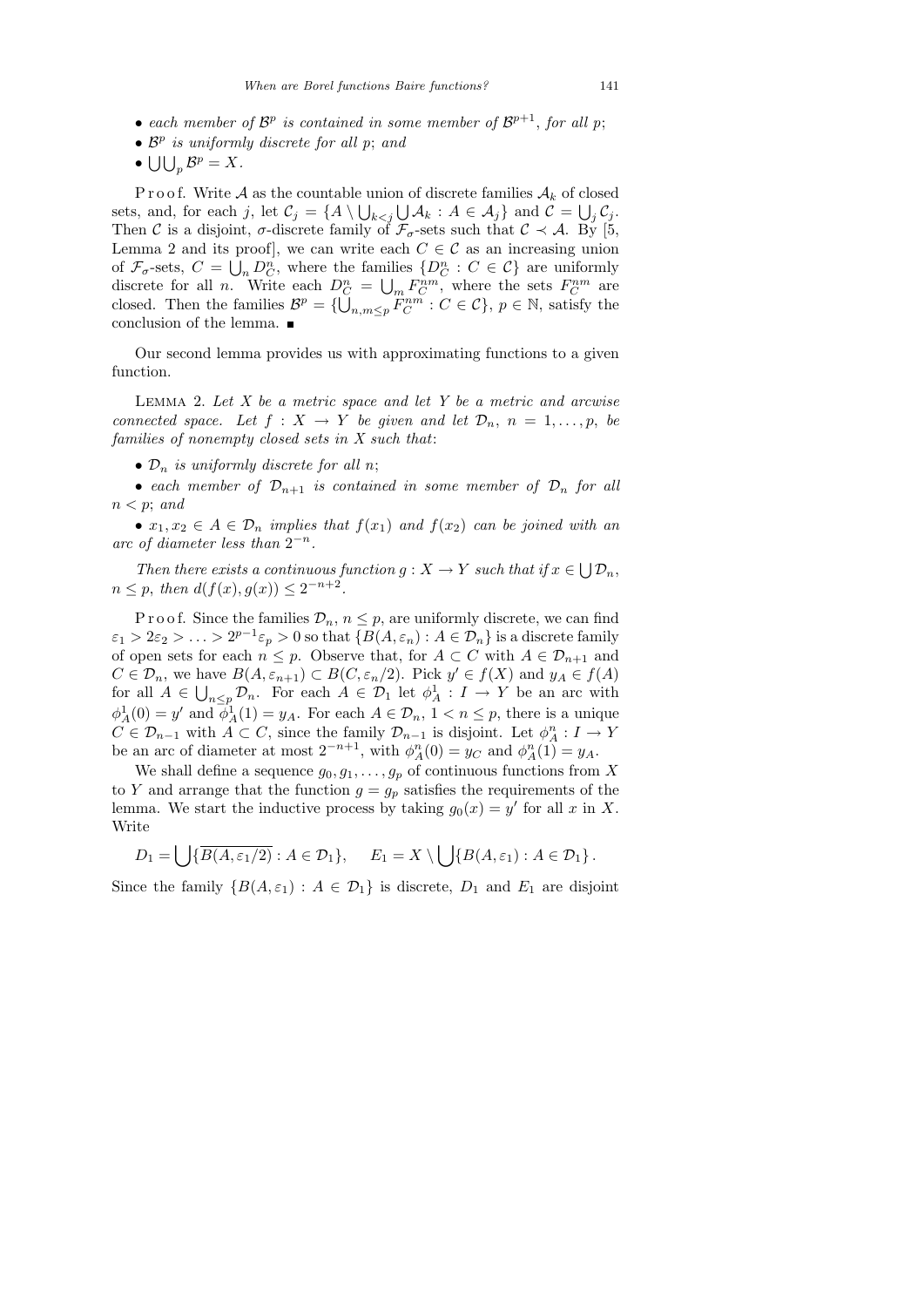- *each member of $\mathcal{B}^p$ is contained in some member of $\mathcal{B}^{p+1}$, for all $p$;*
- *$\mathcal{B}^p$ is uniformly discrete for all $p$; and*
- *$\bigcup\bigcup_p \mathcal{B}^p = X$.*

P r o o f. Write $\mathcal{A}$ as the countable union of discrete families $\mathcal{A}_k$ of closed sets, and, for each $j$, let $\mathcal{C}_j = \{A \setminus \bigcup_{k<j} \bigcup \mathcal{A}_k : A \in \mathcal{A}_j\}$ and $\mathcal{C} = \bigcup_j \mathcal{C}_j$. Then $\mathcal{C}$ is a disjoint, $\sigma$-discrete family of $\mathcal{F}_\sigma$-sets such that $\mathcal{C} \prec \mathcal{A}$. By [5, Lemma 2 and its proof], we can write each $C \in \mathcal{C}$ as an increasing union of $\mathcal{F}_\sigma$-sets, $C = \bigcup_n D_C^n$, where the families $\{D_C^n : C \in \mathcal{C}\}$ are uniformly discrete for all $n$. Write each $D_C^n = \bigcup_m F_C^{nm}$, where the sets $F_C^{nm}$ are closed. Then the families $\mathcal{B}^p = \{\bigcup_{n,m \le p} F_C^{nm} : C \in \mathcal{C}\}$, $p \in \mathbb{N}$, satisfy the conclusion of the lemma. ∎

Our second lemma provides us with approximating functions to a given function.

Lemma 2. *Let $X$ be a metric space and let $Y$ be a metric and arcwise connected space. Let $f : X \to Y$ be given and let $\mathcal{D}_n$, $n = 1, \ldots, p$, be families of nonempty closed sets in $X$ such that:*

- *$\mathcal{D}_n$ is uniformly discrete for all $n$;*
- *each member of $\mathcal{D}_{n+1}$ is contained in some member of $\mathcal{D}_n$ for all $n < p$; and*
- *$x_1, x_2 \in A \in \mathcal{D}_n$ implies that $f(x_1)$ and $f(x_2)$ can be joined with an arc of diameter less than $2^{-n}$.*

*Then there exists a continuous function $g : X \to Y$ such that if $x \in \bigcup \mathcal{D}_n$, $n \le p$, then $d(f(x), g(x)) \le 2^{-n+2}$.*

P r o o f. Since the families $\mathcal{D}_n$, $n \le p$, are uniformly discrete, we can find $\varepsilon_1 > 2\varepsilon_2 > \ldots > 2^{p-1}\varepsilon_p > 0$ so that $\{B(A, \varepsilon_n) : A \in \mathcal{D}_n\}$ is a discrete family of open sets for each $n \le p$. Observe that, for $A \subset C$ with $A \in \mathcal{D}_{n+1}$ and $C \in \mathcal{D}_n$, we have $B(A, \varepsilon_{n+1}) \subset B(C, \varepsilon_n/2)$. Pick $y' \in f(X)$ and $y_A \in f(A)$ for all $A \in \bigcup_{n \le p} \mathcal{D}_n$. For each $A \in \mathcal{D}_1$ let $\phi_A^1 : I \to Y$ be an arc with $\phi_A^1(0) = y'$ and $\phi_A^1(1) = y_A$. For each $A \in \mathcal{D}_n$, $1 < n \le p$, there is a unique $C \in \mathcal{D}_{n-1}$ with $A \subset C$, since the family $\mathcal{D}_{n-1}$ is disjoint. Let $\phi_A^n : I \to Y$ be an arc of diameter at most $2^{-n+1}$, with $\phi_A^n(0) = y_C$ and $\phi_A^n(1) = y_A$.

We shall define a sequence $g_0, g_1, \ldots, g_p$ of continuous functions from $X$ to $Y$ and arrange that the function $g = g_p$ satisfies the requirements of the lemma. We start the inductive process by taking $g_0(x) = y'$ for all $x$ in $X$. Write

$$D_1 = \bigcup\{\overline{B(A, \varepsilon_1/2)} : A \in \mathcal{D}_1\}, \qquad E_1 = X \setminus \bigcup\{B(A, \varepsilon_1) : A \in \mathcal{D}_1\}.$$

Since the family $\{B(A, \varepsilon_1) : A \in \mathcal{D}_1\}$ is discrete, $D_1$ and $E_1$ are disjoint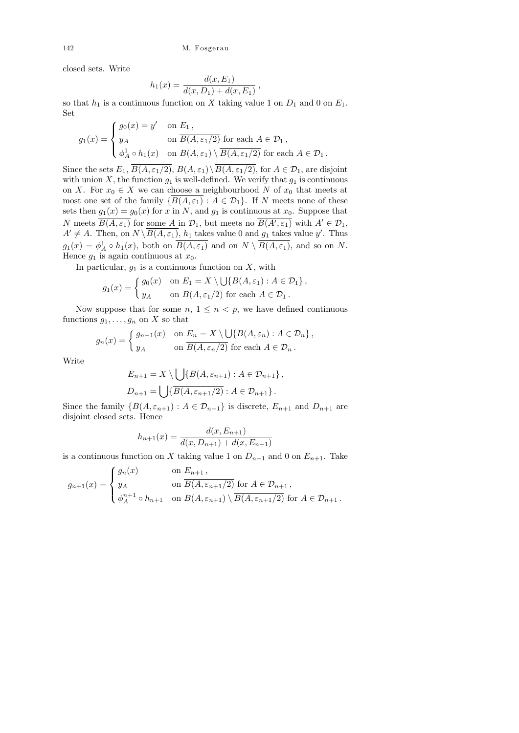closed sets. Write

$$h_1(x) = \frac{d(x, E_1)}{d(x, D_1) + d(x, E_1)}\,,$$

so that $h_1$ is a continuous function on $X$ taking value 1 on $D_1$ and 0 on $E_1$. Set

$$g_1(x) = \begin{cases} g_0(x) = y' & \text{on } E_1\,, \\ y_A & \text{on } \overline{B(A, \varepsilon_1/2)} \text{ for each } A \in \mathcal{D}_1\,, \\ \phi_A^1 \circ h_1(x) & \text{on } B(A, \varepsilon_1) \setminus \overline{B(A, \varepsilon_1/2)} \text{ for each } A \in \mathcal{D}_1\,. \end{cases}$$

Since the sets $E_1$, $\overline{B(A, \varepsilon_1/2)}$, $B(A, \varepsilon_1) \setminus \overline{B(A, \varepsilon_1/2)}$, for $A \in \mathcal{D}_1$, are disjoint with union $X$, the function $g_1$ is well-defined. We verify that $g_1$ is continuous on $X$. For $x_0 \in X$ we can choose a neighbourhood $N$ of $x_0$ that meets at most one set of the family $\{\overline{B(A, \varepsilon_1)} : A \in \mathcal{D}_1\}$. If $N$ meets none of these sets then $g_1(x) = g_0(x)$ for $x$ in $N$, and $g_1$ is continuous at $x_0$. Suppose that $N$ meets $\overline{B(A, \varepsilon_1)}$ for some $A$ in $\mathcal{D}_1$, but meets no $\overline{B(A', \varepsilon_1)}$ with $A' \in \mathcal{D}_1$, $A' \neq A$. Then, on $N \setminus \overline{B(A, \varepsilon_1)}$, $h_1$ takes value 0 and $g_1$ takes value $y'$. Thus $g_1(x) = \phi_A^1 \circ h_1(x)$, both on $\overline{B(A, \varepsilon_1)}$ and on $N \setminus \overline{B(A, \varepsilon_1)}$, and so on $N$. Hence $g_1$ is again continuous at $x_0$.

In particular, $g_1$ is a continuous function on $X$, with

$$g_1(x) = \begin{cases} g_0(x) & \text{on } E_1 = X \setminus \bigcup\{B(A, \varepsilon_1) : A \in \mathcal{D}_1\}\,, \\ y_A & \text{on } \overline{B(A, \varepsilon_1/2)} \text{ for each } A \in \mathcal{D}_1\,. \end{cases}$$

Now suppose that for some $n$, $1 \le n < p$, we have defined continuous functions $g_1, \ldots, g_n$ on $X$ so that

$$g_n(x) = \begin{cases} g_{n-1}(x) & \text{on } E_n = X \setminus \bigcup\{B(A, \varepsilon_n) : A \in \mathcal{D}_n\}\,, \\ y_A & \text{on } \overline{B(A, \varepsilon_n/2)} \text{ for each } A \in \mathcal{D}_n\,. \end{cases}$$

Write

$$E_{n+1} = X \setminus \bigcup\{B(A, \varepsilon_{n+1}) : A \in \mathcal{D}_{n+1}\}\,,$$
$$D_{n+1} = \bigcup\{\overline{B(A, \varepsilon_{n+1}/2)} : A \in \mathcal{D}_{n+1}\}\,.$$

Since the family $\{B(A, \varepsilon_{n+1}) : A \in \mathcal{D}_{n+1}\}$ is discrete, $E_{n+1}$ and $D_{n+1}$ are disjoint closed sets. Hence

$$h_{n+1}(x) = \frac{d(x, E_{n+1})}{d(x, D_{n+1}) + d(x, E_{n+1})}$$

is a continuous function on $X$ taking value 1 on $D_{n+1}$ and 0 on $E_{n+1}$. Take

$$g_{n+1}(x) = \begin{cases} g_n(x) & \text{on } E_{n+1}\,, \\ y_A & \text{on } \overline{B(A, \varepsilon_{n+1}/2)} \text{ for } A \in \mathcal{D}_{n+1}\,, \\ \phi_A^{n+1} \circ h_{n+1} & \text{on } B(A, \varepsilon_{n+1}) \setminus \overline{B(A, \varepsilon_{n+1}/2)} \text{ for } A \in \mathcal{D}_{n+1}\,. \end{cases}$$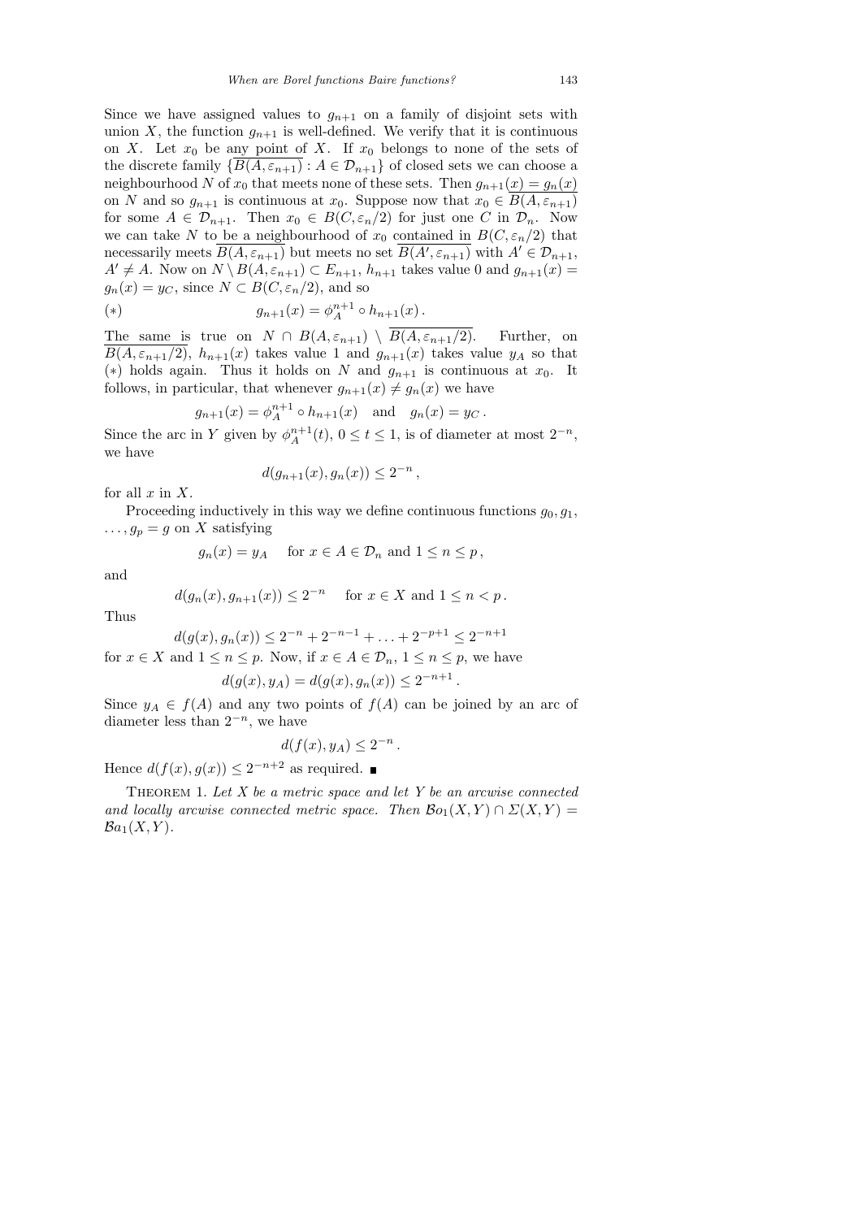Since we have assigned values to $g_{n+1}$ on a family of disjoint sets with union $X$, the function $g_{n+1}$ is well-defined. We verify that it is continuous on $X$. Let $x_0$ be any point of $X$. If $x_0$ belongs to none of the sets of the discrete family $\{\overline{B(A,\varepsilon_{n+1})} : A \in \mathcal{D}_{n+1}\}$ of closed sets we can choose a neighbourhood $N$ of $x_0$ that meets none of these sets. Then $g_{n+1}(x) = g_n(x)$ on $N$ and so $g_{n+1}$ is continuous at $x_0$. Suppose now that $x_0 \in \overline{B(A,\varepsilon_{n+1})}$ for some $A \in \mathcal{D}_{n+1}$. Then $x_0 \in B(C,\varepsilon_n/2)$ for just one $C$ in $\mathcal{D}_n$. Now we can take $N$ to be a neighbourhood of $x_0$ contained in $B(C,\varepsilon_n/2)$ that necessarily meets $\overline{B(A,\varepsilon_{n+1})}$ but meets no set $\overline{B(A',\varepsilon_{n+1})}$ with $A' \in \mathcal{D}_{n+1}$, $A' \neq A$. Now on $N \setminus B(A,\varepsilon_{n+1}) \subset E_{n+1}$, $h_{n+1}$ takes value 0 and $g_{n+1}(x) = g_n(x) = y_C$, since $N \subset B(C,\varepsilon_n/2)$, and so

$$g_{n+1}(x) = \phi_A^{n+1} \circ h_{n+1}(x)\,. \tag{$*$}$$

The same is true on $N \cap B(A,\varepsilon_{n+1}) \setminus \overline{B(A,\varepsilon_{n+1}/2)}$. Further, on $\overline{B(A,\varepsilon_{n+1}/2)}$, $h_{n+1}(x)$ takes value 1 and $g_{n+1}(x)$ takes value $y_A$ so that $(*)$ holds again. Thus it holds on $N$ and $g_{n+1}$ is continuous at $x_0$. It follows, in particular, that whenever $g_{n+1}(x) \neq g_n(x)$ we have

$$g_{n+1}(x) = \phi_A^{n+1} \circ h_{n+1}(x) \quad \text{and} \quad g_n(x) = y_C\,.$$

Since the arc in $Y$ given by $\phi_A^{n+1}(t)$, $0 \le t \le 1$, is of diameter at most $2^{-n}$, we have

$$d(g_{n+1}(x), g_n(x)) \le 2^{-n}\,,$$

for all $x$ in $X$.

Proceeding inductively in this way we define continuous functions $g_0, g_1, \ldots, g_p = g$ on $X$ satisfying

$$g_n(x) = y_A \quad \text{for } x \in A \in \mathcal{D}_n \text{ and } 1 \le n \le p\,,$$

and

$$d(g_n(x), g_{n+1}(x)) \le 2^{-n} \quad \text{for } x \in X \text{ and } 1 \le n < p\,.$$

Thus

$$d(g(x), g_n(x)) \le 2^{-n} + 2^{-n-1} + \ldots + 2^{-p+1} \le 2^{-n+1}$$

for $x \in X$ and $1 \le n \le p$. Now, if $x \in A \in \mathcal{D}_n$, $1 \le n \le p$, we have

$$d(g(x), y_A) = d(g(x), g_n(x)) \le 2^{-n+1}\,.$$

Since $y_A \in f(A)$ and any two points of $f(A)$ can be joined by an arc of diameter less than $2^{-n}$, we have

$$d(f(x), y_A) \le 2^{-n}\,.$$

Hence $d(f(x), g(x)) \le 2^{-n+2}$ as required. ∎

**Theorem 1.** *Let $X$ be a metric space and let $Y$ be an arcwise connected and locally arcwise connected metric space. Then $\mathcal{B}o_1(X,Y) \cap \Sigma(X,Y) = \mathcal{B}a_1(X,Y)$.*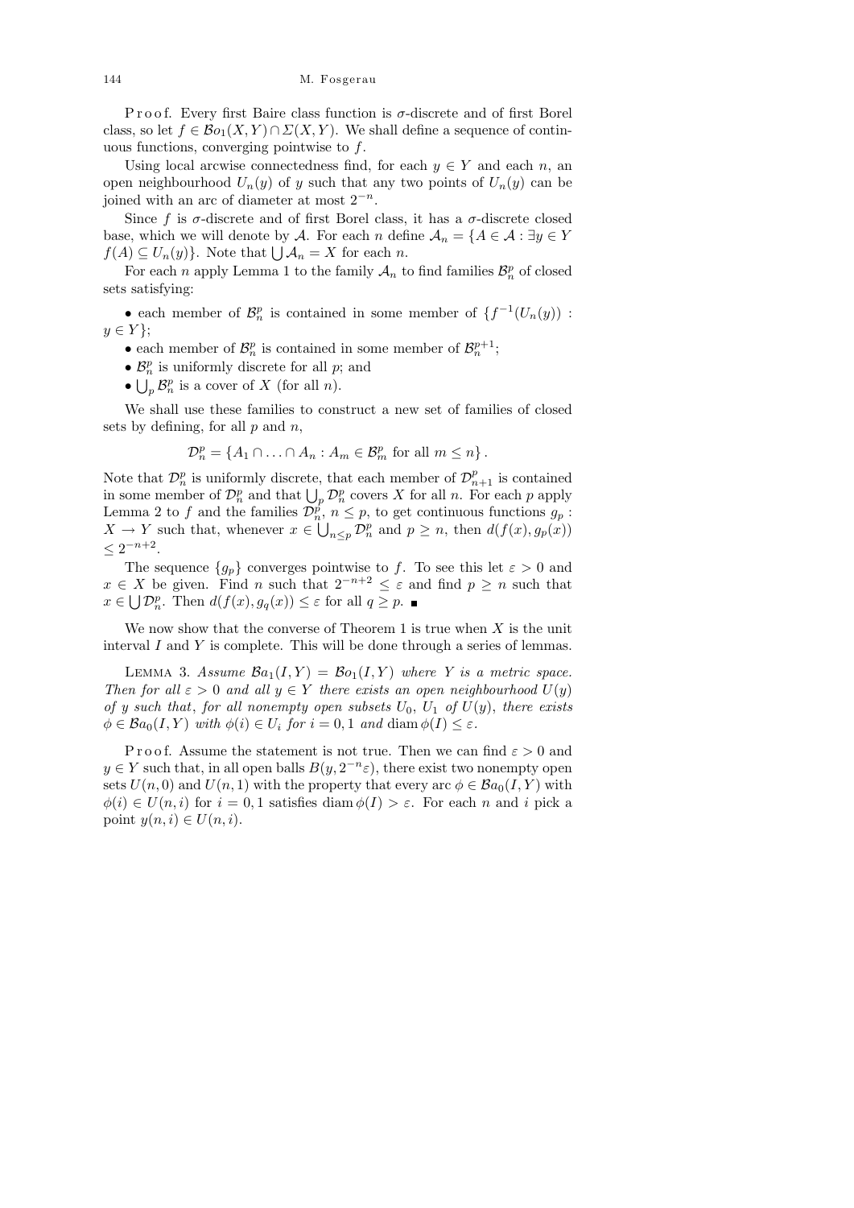Proof. Every first Baire class function is $\sigma$-discrete and of first Borel class, so let $f \in \mathcal{B}o_1(X,Y) \cap \Sigma(X,Y)$. We shall define a sequence of continuous functions, converging pointwise to $f$.

Using local arcwise connectedness find, for each $y \in Y$ and each $n$, an open neighbourhood $U_n(y)$ of $y$ such that any two points of $U_n(y)$ can be joined with an arc of diameter at most $2^{-n}$.

Since $f$ is $\sigma$-discrete and of first Borel class, it has a $\sigma$-discrete closed base, which we will denote by $\mathcal{A}$. For each $n$ define $\mathcal{A}_n = \{A \in \mathcal{A} : \exists y \in Y\ f(A) \subseteq U_n(y)\}$. Note that $\bigcup \mathcal{A}_n = X$ for each $n$.

For each $n$ apply Lemma 1 to the family $\mathcal{A}_n$ to find families $\mathcal{B}_n^p$ of closed sets satisfying:

- each member of $\mathcal{B}_n^p$ is contained in some member of $\{f^{-1}(U_n(y)) : y \in Y\}$;
- each member of $\mathcal{B}_n^p$ is contained in some member of $\mathcal{B}_n^{p+1}$;
- $\mathcal{B}_n^p$ is uniformly discrete for all $p$; and
- $\bigcup_p \mathcal{B}_n^p$ is a cover of $X$ (for all $n$).

We shall use these families to construct a new set of families of closed sets by defining, for all $p$ and $n$,

$$\mathcal{D}_n^p = \{A_1 \cap \ldots \cap A_n : A_m \in \mathcal{B}_m^p \text{ for all } m \leq n\}.$$

Note that $\mathcal{D}_n^p$ is uniformly discrete, that each member of $\mathcal{D}_{n+1}^p$ is contained in some member of $\mathcal{D}_n^p$ and that $\bigcup_p \mathcal{D}_n^p$ covers $X$ for all $n$. For each $p$ apply Lemma 2 to $f$ and the families $\mathcal{D}_n^p$, $n \leq p$, to get continuous functions $g_p : X \to Y$ such that, whenever $x \in \bigcup_{n \leq p} \mathcal{D}_n^p$ and $p \geq n$, then $d(f(x), g_p(x)) \leq 2^{-n+2}$.

The sequence $\{g_p\}$ converges pointwise to $f$. To see this let $\varepsilon > 0$ and $x \in X$ be given. Find $n$ such that $2^{-n+2} \leq \varepsilon$ and find $p \geq n$ such that $x \in \bigcup \mathcal{D}_n^p$. Then $d(f(x), g_q(x)) \leq \varepsilon$ for all $q \geq p$. ∎

We now show that the converse of Theorem 1 is true when $X$ is the unit interval $I$ and $Y$ is complete. This will be done through a series of lemmas.

LEMMA 3. *Assume $\mathcal{B}a_1(I,Y) = \mathcal{B}o_1(I,Y)$ where $Y$ is a metric space. Then for all $\varepsilon > 0$ and all $y \in Y$ there exists an open neighbourhood $U(y)$ of $y$ such that, for all nonempty open subsets $U_0$, $U_1$ of $U(y)$, there exists $\phi \in \mathcal{B}a_0(I,Y)$ with $\phi(i) \in U_i$ for $i = 0,1$ and $\operatorname{diam} \phi(I) \leq \varepsilon$.*

Proof. Assume the statement is not true. Then we can find $\varepsilon > 0$ and $y \in Y$ such that, in all open balls $B(y, 2^{-n}\varepsilon)$, there exist two nonempty open sets $U(n,0)$ and $U(n,1)$ with the property that every arc $\phi \in \mathcal{B}a_0(I,Y)$ with $\phi(i) \in U(n,i)$ for $i = 0,1$ satisfies $\operatorname{diam} \phi(I) > \varepsilon$. For each $n$ and $i$ pick a point $y(n,i) \in U(n,i)$.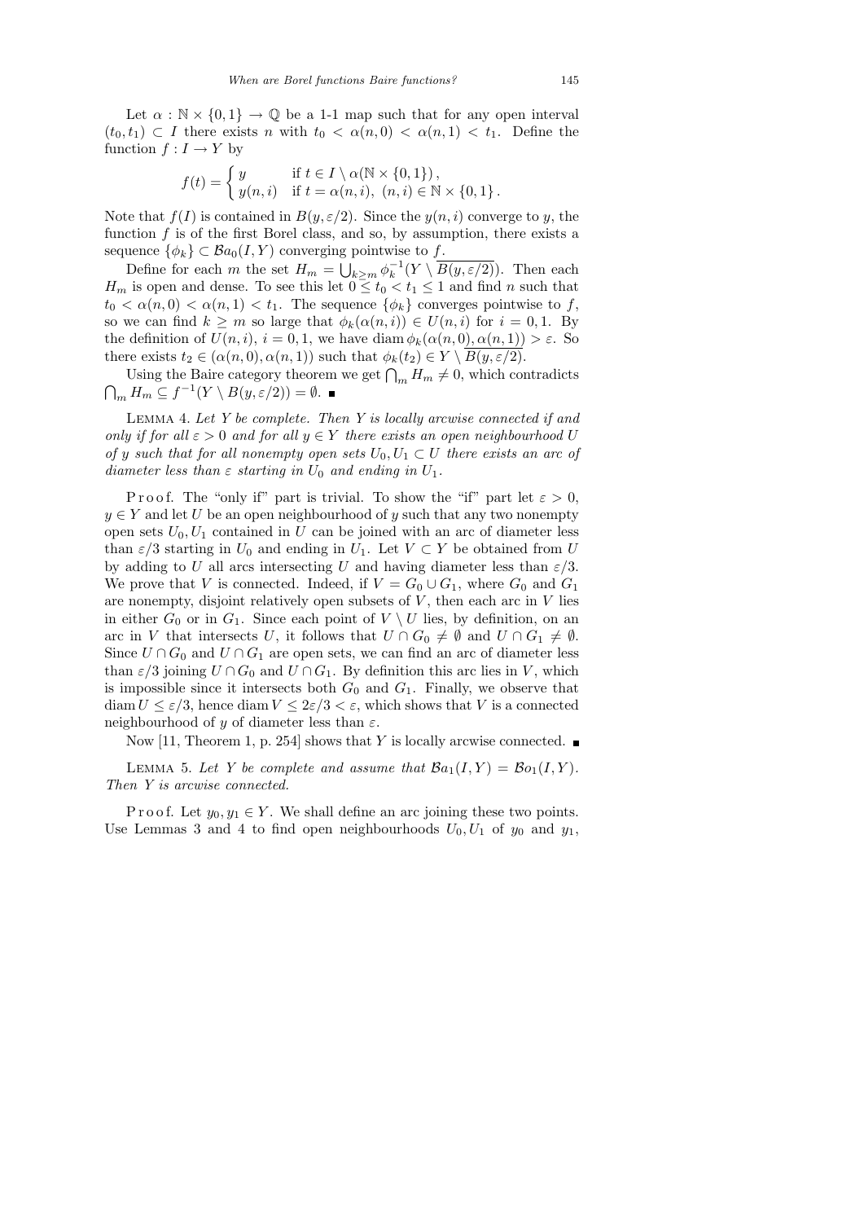Let $\alpha : \mathbb{N} \times \{0,1\} \to \mathbb{Q}$ be a 1-1 map such that for any open interval $(t_0, t_1) \subset I$ there exists $n$ with $t_0 < \alpha(n,0) < \alpha(n,1) < t_1$. Define the function $f : I \to Y$ by

$$f(t) = \begin{cases} y & \text{if } t \in I \setminus \alpha(\mathbb{N} \times \{0,1\}), \\ y(n,i) & \text{if } t = \alpha(n,i),\ (n,i) \in \mathbb{N} \times \{0,1\}. \end{cases}$$

Note that $f(I)$ is contained in $B(y, \varepsilon/2)$. Since the $y(n,i)$ converge to $y$, the function $f$ is of the first Borel class, and so, by assumption, there exists a sequence $\{\phi_k\} \subset \mathcal{B}a_0(I,Y)$ converging pointwise to $f$.

Define for each $m$ the set $H_m = \bigcup_{k \geq m} \phi_k^{-1}(Y \setminus \overline{B(y, \varepsilon/2)})$. Then each $H_m$ is open and dense. To see this let $0 \leq t_0 < t_1 \leq 1$ and find $n$ such that $t_0 < \alpha(n,0) < \alpha(n,1) < t_1$. The sequence $\{\phi_k\}$ converges pointwise to $f$, so we can find $k \geq m$ so large that $\phi_k(\alpha(n,i)) \in U(n,i)$ for $i = 0, 1$. By the definition of $U(n,i)$, $i = 0,1$, we have $\operatorname{diam} \phi_k(\alpha(n,0), \alpha(n,1)) > \varepsilon$. So there exists $t_2 \in (\alpha(n,0), \alpha(n,1))$ such that $\phi_k(t_2) \in Y \setminus \overline{B(y, \varepsilon/2)}$.

Using the Baire category theorem we get $\bigcap_m H_m \neq 0$, which contradicts $\bigcap_m H_m \subseteq f^{-1}(Y \setminus B(y, \varepsilon/2)) = \emptyset$. ■

Lemma 4. *Let $Y$ be complete. Then $Y$ is locally arcwise connected if and only if for all $\varepsilon > 0$ and for all $y \in Y$ there exists an open neighbourhood $U$ of $y$ such that for all nonempty open sets $U_0, U_1 \subset U$ there exists an arc of diameter less than $\varepsilon$ starting in $U_0$ and ending in $U_1$.*

Proof. The "only if" part is trivial. To show the "if" part let $\varepsilon > 0$, $y \in Y$ and let $U$ be an open neighbourhood of $y$ such that any two nonempty open sets $U_0, U_1$ contained in $U$ can be joined with an arc of diameter less than $\varepsilon/3$ starting in $U_0$ and ending in $U_1$. Let $V \subset Y$ be obtained from $U$ by adding to $U$ all arcs intersecting $U$ and having diameter less than $\varepsilon/3$. We prove that $V$ is connected. Indeed, if $V = G_0 \cup G_1$, where $G_0$ and $G_1$ are nonempty, disjoint relatively open subsets of $V$, then each arc in $V$ lies in either $G_0$ or in $G_1$. Since each point of $V \setminus U$ lies, by definition, on an arc in $V$ that intersects $U$, it follows that $U \cap G_0 \neq \emptyset$ and $U \cap G_1 \neq \emptyset$. Since $U \cap G_0$ and $U \cap G_1$ are open sets, we can find an arc of diameter less than $\varepsilon/3$ joining $U \cap G_0$ and $U \cap G_1$. By definition this arc lies in $V$, which is impossible since it intersects both $G_0$ and $G_1$. Finally, we observe that $\operatorname{diam} U \leq \varepsilon/3$, hence $\operatorname{diam} V \leq 2\varepsilon/3 < \varepsilon$, which shows that $V$ is a connected neighbourhood of $y$ of diameter less than $\varepsilon$.

Now [11, Theorem 1, p. 254] shows that $Y$ is locally arcwise connected. ■

Lemma 5. *Let $Y$ be complete and assume that $\mathcal{B}a_1(I,Y) = \mathcal{B}o_1(I,Y)$. Then $Y$ is arcwise connected.*

Proof. Let $y_0, y_1 \in Y$. We shall define an arc joining these two points. Use Lemmas 3 and 4 to find open neighbourhoods $U_0, U_1$ of $y_0$ and $y_1$,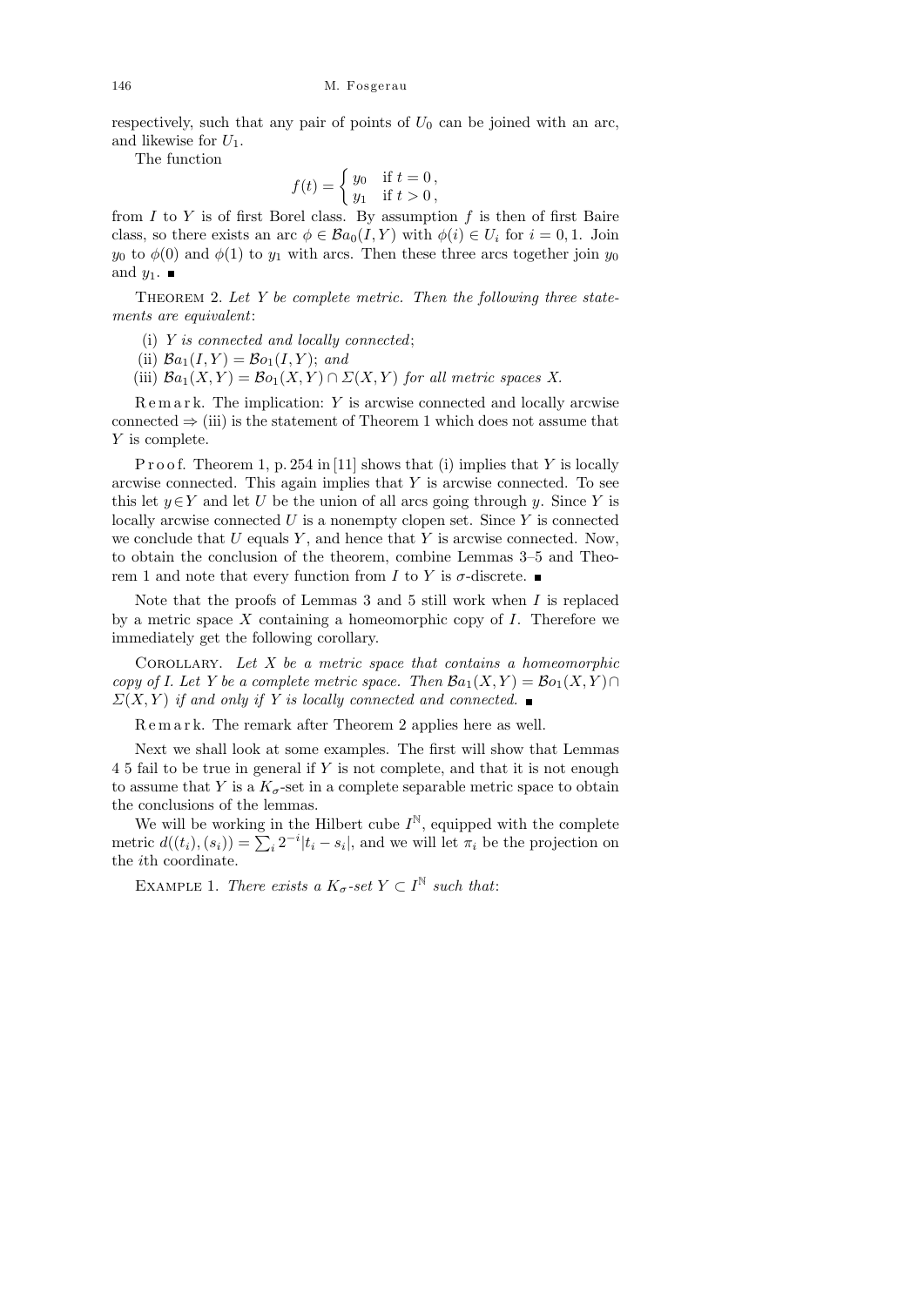respectively, such that any pair of points of $U_0$ can be joined with an arc, and likewise for $U_1$.

The function

$$f(t) = \begin{cases} y_0 & \text{if } t = 0, \\ y_1 & \text{if } t > 0, \end{cases}$$

from $I$ to $Y$ is of first Borel class. By assumption $f$ is then of first Baire class, so there exists an arc $\phi \in \mathcal{B}a_0(I,Y)$ with $\phi(i) \in U_i$ for $i = 0, 1$. Join $y_0$ to $\phi(0)$ and $\phi(1)$ to $y_1$ with arcs. Then these three arcs together join $y_0$ and $y_1$. ■

Theorem 2. *Let $Y$ be complete metric. Then the following three statements are equivalent*:

(i) *$Y$ is connected and locally connected*;

(ii) *$\mathcal{B}a_1(I,Y) = \mathcal{B}o_1(I,Y)$*; *and*

(iii) *$\mathcal{B}a_1(X,Y) = \mathcal{B}o_1(X,Y) \cap \Sigma(X,Y)$ for all metric spaces $X$.*

Remark. The implication: $Y$ is arcwise connected and locally arcwise connected $\Rightarrow$ (iii) is the statement of Theorem 1 which does not assume that $Y$ is complete.

Proof. Theorem 1, p. 254 in [11] shows that (i) implies that $Y$ is locally arcwise connected. This again implies that $Y$ is arcwise connected. To see this let $y \in Y$ and let $U$ be the union of all arcs going through $y$. Since $Y$ is locally arcwise connected $U$ is a nonempty clopen set. Since $Y$ is connected we conclude that $U$ equals $Y$, and hence that $Y$ is arcwise connected. Now, to obtain the conclusion of the theorem, combine Lemmas 3–5 and Theorem 1 and note that every function from $I$ to $Y$ is $\sigma$-discrete. ■

Note that the proofs of Lemmas 3 and 5 still work when $I$ is replaced by a metric space $X$ containing a homeomorphic copy of $I$. Therefore we immediately get the following corollary.

Corollary. *Let $X$ be a metric space that contains a homeomorphic copy of $I$. Let $Y$ be a complete metric space. Then $\mathcal{B}a_1(X,Y) = \mathcal{B}o_1(X,Y) \cap \Sigma(X,Y)$ if and only if $Y$ is locally connected and connected.* ■

Remark. The remark after Theorem 2 applies here as well.

Next we shall look at some examples. The first will show that Lemmas 4 5 fail to be true in general if $Y$ is not complete, and that it is not enough to assume that $Y$ is a $K_\sigma$-set in a complete separable metric space to obtain the conclusions of the lemmas.

We will be working in the Hilbert cube $I^{\mathbb{N}}$, equipped with the complete metric $d((t_i),(s_i)) = \sum_i 2^{-i}|t_i - s_i|$, and we will let $\pi_i$ be the projection on the $i$th coordinate.

Example 1. *There exists a $K_\sigma$-set $Y \subset I^{\mathbb{N}}$ such that*: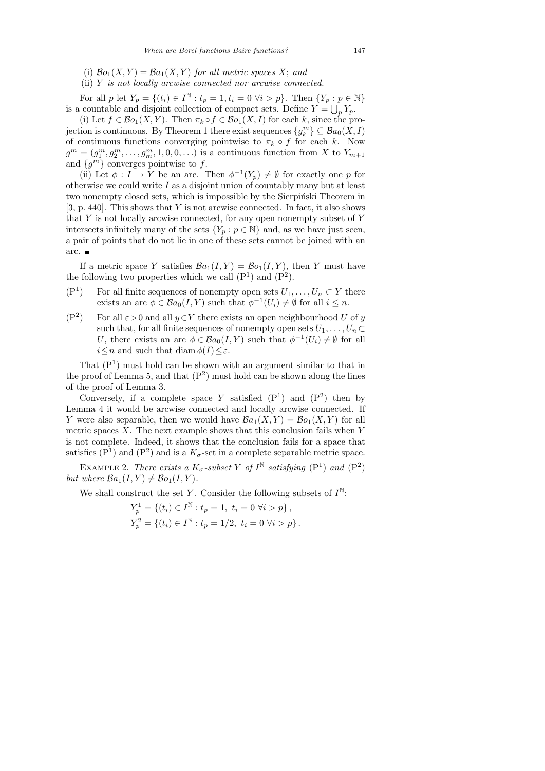(i) $\mathcal{B}o_1(X,Y) = \mathcal{B}a_1(X,Y)$ *for all metric spaces* $X$; *and*

(ii) $Y$ *is not locally arcwise connected nor arcwise connected.*

For all $p$ let $Y_p = \{(t_i) \in I^{\mathbb{N}} : t_p = 1, t_i = 0\ \forall i > p\}$. Then $\{Y_p : p \in \mathbb{N}\}$ is a countable and disjoint collection of compact sets. Define $Y = \bigcup_p Y_p$.

(i) Let $f \in \mathcal{B}o_1(X,Y)$. Then $\pi_k \circ f \in \mathcal{B}o_1(X,I)$ for each $k$, since the projection is continuous. By Theorem 1 there exist sequences $\{g_k^m\} \subseteq \mathcal{B}a_0(X,I)$ of continuous functions converging pointwise to $\pi_k \circ f$ for each $k$. Now $g^m = (g_1^m, g_2^m, \ldots, g_m^m, 1, 0, 0, \ldots)$ is a continuous function from $X$ to $Y_{m+1}$ and $\{g^m\}$ converges pointwise to $f$.

(ii) Let $\phi : I \to Y$ be an arc. Then $\phi^{-1}(Y_p) \neq \emptyset$ for exactly one $p$ for otherwise we could write $I$ as a disjoint union of countably many but at least two nonempty closed sets, which is impossible by the Sierpiński Theorem in [3, p. 440]. This shows that $Y$ is not arcwise connected. In fact, it also shows that $Y$ is not locally arcwise connected, for any open nonempty subset of $Y$ intersects infinitely many of the sets $\{Y_p : p \in \mathbb{N}\}$ and, as we have just seen, a pair of points that do not lie in one of these sets cannot be joined with an arc. ∎

If a metric space $Y$ satisfies $\mathcal{B}a_1(I,Y) = \mathcal{B}o_1(I,Y)$, then $Y$ must have the following two properties which we call $(\mathrm{P}^1)$ and $(\mathrm{P}^2)$.

$(\mathrm{P}^1)$ For all finite sequences of nonempty open sets $U_1, \ldots, U_n \subset Y$ there exists an arc $\phi \in \mathcal{B}a_0(I,Y)$ such that $\phi^{-1}(U_i) \neq \emptyset$ for all $i \leq n$.

$(\mathrm{P}^2)$ For all $\varepsilon > 0$ and all $y \in Y$ there exists an open neighbourhood $U$ of $y$ such that, for all finite sequences of nonempty open sets $U_1, \ldots, U_n \subset U$, there exists an arc $\phi \in \mathcal{B}a_0(I,Y)$ such that $\phi^{-1}(U_i) \neq \emptyset$ for all $i \leq n$ and such that $\operatorname{diam} \phi(I) \leq \varepsilon$.

That $(\mathrm{P}^1)$ must hold can be shown with an argument similar to that in the proof of Lemma 5, and that $(\mathrm{P}^2)$ must hold can be shown along the lines of the proof of Lemma 3.

Conversely, if a complete space $Y$ satisfied $(\mathrm{P}^1)$ and $(\mathrm{P}^2)$ then by Lemma 4 it would be arcwise connected and locally arcwise connected. If $Y$ were also separable, then we would have $\mathcal{B}a_1(X,Y) = \mathcal{B}o_1(X,Y)$ for all metric spaces $X$. The next example shows that this conclusion fails when $Y$ is not complete. Indeed, it shows that the conclusion fails for a space that satisfies $(\mathrm{P}^1)$ and $(\mathrm{P}^2)$ and is a $K_\sigma$-set in a complete separable metric space.

Example 2. *There exists a* $K_\sigma$*-subset* $Y$ *of* $I^{\mathbb{N}}$ *satisfying* $(\mathrm{P}^1)$ *and* $(\mathrm{P}^2)$ *but where* $\mathcal{B}a_1(I,Y) \neq \mathcal{B}o_1(I,Y)$.

We shall construct the set $Y$. Consider the following subsets of $I^{\mathbb{N}}$:

$$Y_p^1 = \{(t_i) \in I^{\mathbb{N}} : t_p = 1,\ t_i = 0\ \forall i > p\},$$
$$Y_p^2 = \{(t_i) \in I^{\mathbb{N}} : t_p = 1/2,\ t_i = 0\ \forall i > p\}.$$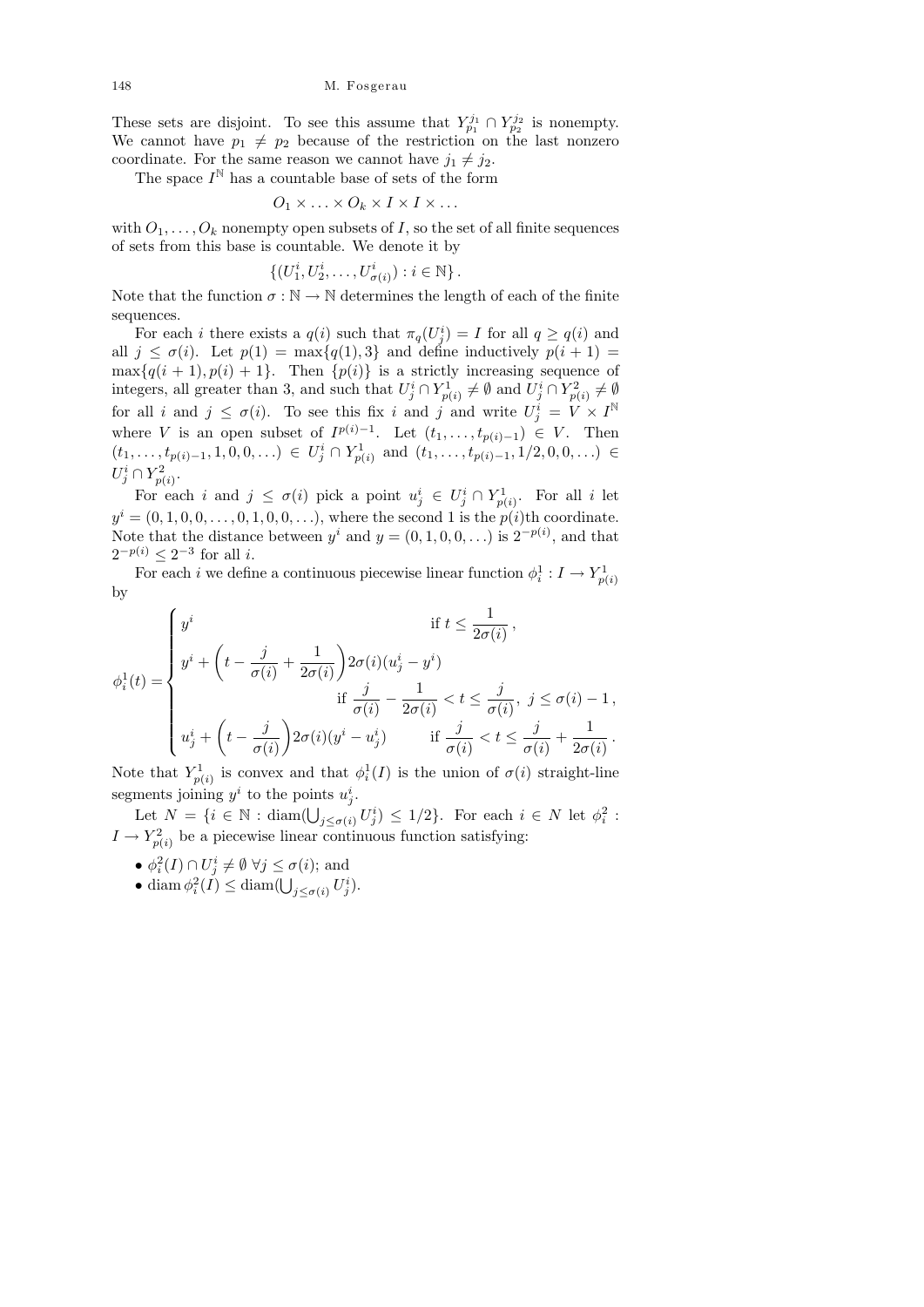These sets are disjoint. To see this assume that $Y^{j_1}_{p_1} \cap Y^{j_2}_{p_2}$ is nonempty. We cannot have $p_1 \neq p_2$ because of the restriction on the last nonzero coordinate. For the same reason we cannot have $j_1 \neq j_2$.

The space $I^{\mathbb{N}}$ has a countable base of sets of the form

$$O_1 \times \ldots \times O_k \times I \times I \times \ldots$$

with $O_1, \ldots, O_k$ nonempty open subsets of $I$, so the set of all finite sequences of sets from this base is countable. We denote it by

$$\{(U^i_1, U^i_2, \ldots, U^i_{\sigma(i)}) : i \in \mathbb{N}\}.$$

Note that the function $\sigma : \mathbb{N} \to \mathbb{N}$ determines the length of each of the finite sequences.

For each $i$ there exists a $q(i)$ such that $\pi_q(U^i_j) = I$ for all $q \geq q(i)$ and all $j \leq \sigma(i)$. Let $p(1) = \max\{q(1), 3\}$ and define inductively $p(i+1) = \max\{q(i+1), p(i)+1\}$. Then $\{p(i)\}$ is a strictly increasing sequence of integers, all greater than 3, and such that $U^i_j \cap Y^1_{p(i)} \neq \emptyset$ and $U^i_j \cap Y^2_{p(i)} \neq \emptyset$ for all $i$ and $j \leq \sigma(i)$. To see this fix $i$ and $j$ and write $U^i_j = V \times I^{\mathbb{N}}$ where $V$ is an open subset of $I^{p(i)-1}$. Let $(t_1, \ldots, t_{p(i)-1}) \in V$. Then $(t_1, \ldots, t_{p(i)-1}, 1, 0, 0, \ldots) \in U^i_j \cap Y^1_{p(i)}$ and $(t_1, \ldots, t_{p(i)-1}, 1/2, 0, 0, \ldots) \in U^i_j \cap Y^2_{p(i)}$.

For each $i$ and $j \leq \sigma(i)$ pick a point $u^i_j \in U^i_j \cap Y^1_{p(i)}$. For all $i$ let $y^i = (0, 1, 0, 0, \ldots, 0, 1, 0, 0, \ldots)$, where the second 1 is the $p(i)$th coordinate. Note that the distance between $y^i$ and $y = (0, 1, 0, 0, \ldots)$ is $2^{-p(i)}$, and that $2^{-p(i)} \leq 2^{-3}$ for all $i$.

For each $i$ we define a continuous piecewise linear function $\phi^1_i : I \to Y^1_{p(i)}$ by

$$\phi^1_i(t) = \begin{cases} y^i & \text{if } t \leq \dfrac{1}{2\sigma(i)}\,, \\[2ex] y^i + \left(t - \dfrac{j}{\sigma(i)} + \dfrac{1}{2\sigma(i)}\right) 2\sigma(i)(u^i_j - y^i) & \\[1ex] & \text{if } \dfrac{j}{\sigma(i)} - \dfrac{1}{2\sigma(i)} < t \leq \dfrac{j}{\sigma(i)},\ j \leq \sigma(i) - 1\,, \\[2ex] u^i_j + \left(t - \dfrac{j}{\sigma(i)}\right) 2\sigma(i)(y^i - u^i_j) & \text{if } \dfrac{j}{\sigma(i)} < t \leq \dfrac{j}{\sigma(i)} + \dfrac{1}{2\sigma(i)}\,. \end{cases}$$

Note that $Y^1_{p(i)}$ is convex and that $\phi^1_i(I)$ is the union of $\sigma(i)$ straight-line segments joining $y^i$ to the points $u^i_j$.

Let $N = \{i \in \mathbb{N} : \operatorname{diam}(\bigcup_{j \leq \sigma(i)} U^i_j) \leq 1/2\}$. For each $i \in N$ let $\phi^2_i : I \to Y^2_{p(i)}$ be a piecewise linear continuous function satisfying:

- $\phi^2_i(I) \cap U^i_j \neq \emptyset$ $\forall j \leq \sigma(i)$; and
- $\operatorname{diam} \phi^2_i(I) \leq \operatorname{diam}(\bigcup_{j \leq \sigma(i)} U^i_j)$.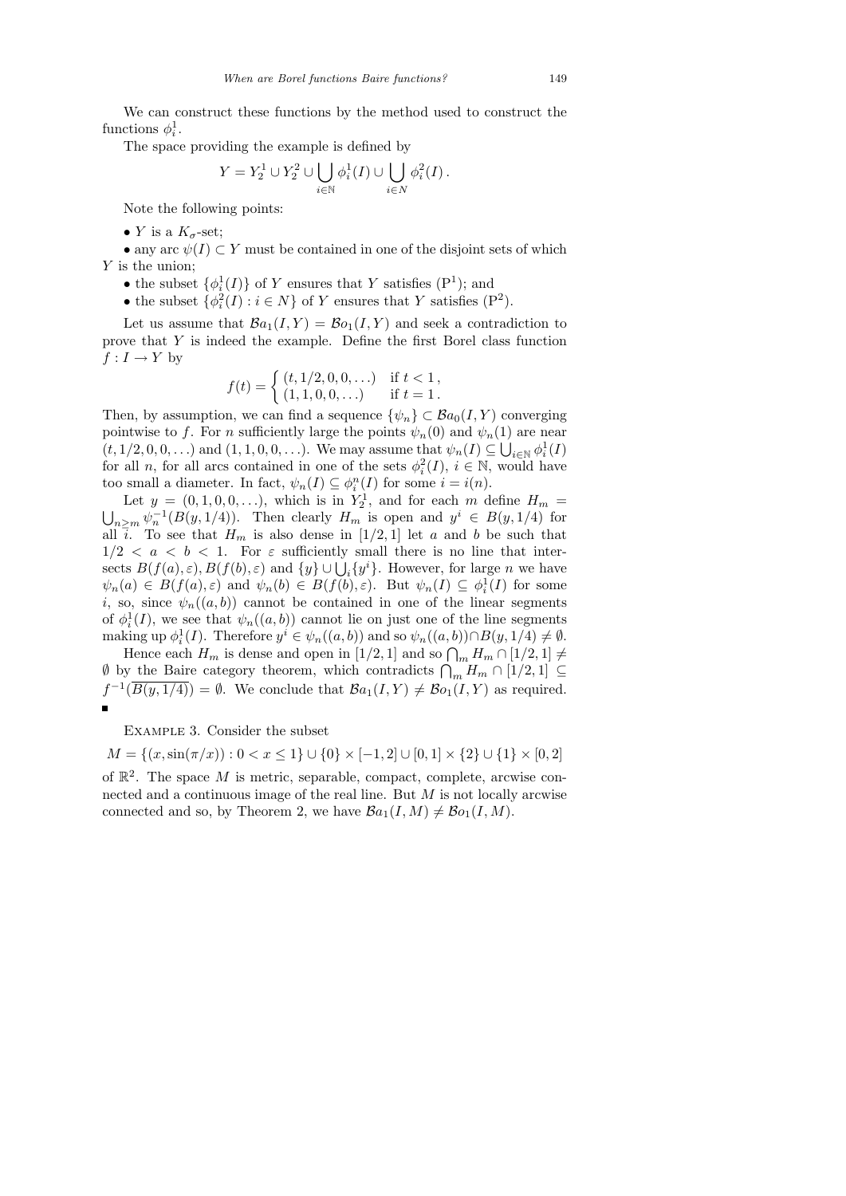We can construct these functions by the method used to construct the functions $\phi_i^1$.

The space providing the example is defined by

$$Y = Y_2^1 \cup Y_2^2 \cup \bigcup_{i\in\mathbb{N}} \phi_i^1(I) \cup \bigcup_{i\in N} \phi_i^2(I).$$

Note the following points:

- $Y$ is a $K_\sigma$-set;
- any arc $\psi(I) \subset Y$ must be contained in one of the disjoint sets of which $Y$ is the union;
- the subset $\{\phi_i^1(I)\}$ of $Y$ ensures that $Y$ satisfies ($\mathrm{P}^1$); and
- the subset $\{\phi_i^2(I) : i \in N\}$ of $Y$ ensures that $Y$ satisfies ($\mathrm{P}^2$).

Let us assume that $\mathcal{B}a_1(I, Y) = \mathcal{B}o_1(I, Y)$ and seek a contradiction to prove that $Y$ is indeed the example. Define the first Borel class function $f : I \to Y$ by

$$f(t) = \begin{cases} (t, 1/2, 0, 0, \ldots) & \text{if } t < 1, \\ (1, 1, 0, 0, \ldots) & \text{if } t = 1. \end{cases}$$

Then, by assumption, we can find a sequence $\{\psi_n\} \subset \mathcal{B}a_0(I, Y)$ converging pointwise to $f$. For $n$ sufficiently large the points $\psi_n(0)$ and $\psi_n(1)$ are near $(t, 1/2, 0, 0, \ldots)$ and $(1, 1, 0, 0, \ldots)$. We may assume that $\psi_n(I) \subseteq \bigcup_{i\in\mathbb{N}} \phi_i^1(I)$ for all $n$, for all arcs contained in one of the sets $\phi_i^2(I)$, $i \in \mathbb{N}$, would have too small a diameter. In fact, $\psi_n(I) \subseteq \phi_i^n(I)$ for some $i = i(n)$.

Let $y = (0, 1, 0, 0, \ldots)$, which is in $Y_2^1$, and for each $m$ define $H_m = \bigcup_{n\ge m} \psi_n^{-1}(B(y, 1/4))$. Then clearly $H_m$ is open and $y^i \in B(y, 1/4)$ for all $i$. To see that $H_m$ is also dense in $[1/2, 1]$ let $a$ and $b$ be such that $1/2 < a < b < 1$. For $\varepsilon$ sufficiently small there is no line that intersects $B(f(a), \varepsilon), B(f(b), \varepsilon)$ and $\{y\} \cup \bigcup_i \{y^i\}$. However, for large $n$ we have $\psi_n(a) \in B(f(a), \varepsilon)$ and $\psi_n(b) \in B(f(b), \varepsilon)$. But $\psi_n(I) \subseteq \phi_i^1(I)$ for some $i$, so, since $\psi_n((a, b))$ cannot be contained in one of the linear segments of $\phi_i^1(I)$, we see that $\psi_n((a, b))$ cannot lie on just one of the line segments making up $\phi_i^1(I)$. Therefore $y^i \in \psi_n((a, b))$ and so $\psi_n((a, b)) \cap B(y, 1/4) \neq \emptyset$.

Hence each $H_m$ is dense and open in $[1/2, 1]$ and so $\bigcap_m H_m \cap [1/2, 1] \neq \emptyset$ by the Baire category theorem, which contradicts $\bigcap_m H_m \cap [1/2, 1] \subseteq f^{-1}(\overline{B(y, 1/4)}) = \emptyset$. We conclude that $\mathcal{B}a_1(I, Y) \neq \mathcal{B}o_1(I, Y)$ as required. ∎

Example 3. Consider the subset

$$M = \{(x, \sin(\pi/x)) : 0 < x \le 1\} \cup \{0\} \times [-1, 2] \cup [0, 1] \times \{2\} \cup \{1\} \times [0, 2]$$

of $\mathbb{R}^2$. The space $M$ is metric, separable, compact, complete, arcwise connected and a continuous image of the real line. But $M$ is not locally arcwise connected and so, by Theorem 2, we have $\mathcal{B}a_1(I, M) \neq \mathcal{B}o_1(I, M)$.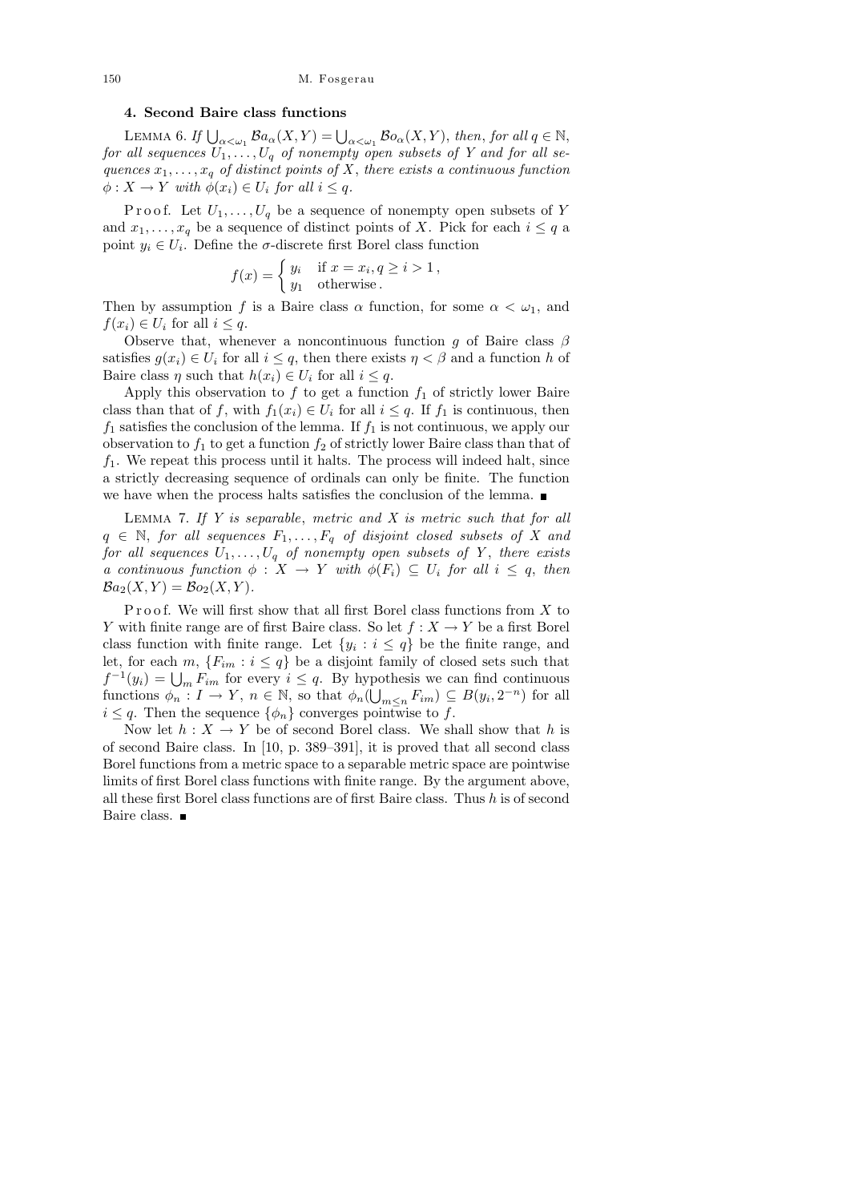## 4. Second Baire class functions

Lemma 6. *If $\bigcup_{\alpha<\omega_1} \mathcal{B}a_\alpha(X,Y) = \bigcup_{\alpha<\omega_1} \mathcal{B}o_\alpha(X,Y)$, then, for all $q \in \mathbb{N}$, for all sequences $U_1, \ldots, U_q$ of nonempty open subsets of $Y$ and for all sequences $x_1, \ldots, x_q$ of distinct points of $X$, there exists a continuous function $\phi : X \to Y$ with $\phi(x_i) \in U_i$ for all $i \le q$.*

Proof. Let $U_1, \ldots, U_q$ be a sequence of nonempty open subsets of $Y$ and $x_1, \ldots, x_q$ be a sequence of distinct points of $X$. Pick for each $i \le q$ a point $y_i \in U_i$. Define the $\sigma$-discrete first Borel class function

$$f(x) = \begin{cases} y_i & \text{if } x = x_i, q \ge i > 1\,, \\ y_1 & \text{otherwise}\,. \end{cases}$$

Then by assumption $f$ is a Baire class $\alpha$ function, for some $\alpha < \omega_1$, and $f(x_i) \in U_i$ for all $i \le q$.

Observe that, whenever a noncontinuous function $g$ of Baire class $\beta$ satisfies $g(x_i) \in U_i$ for all $i \le q$, then there exists $\eta < \beta$ and a function $h$ of Baire class $\eta$ such that $h(x_i) \in U_i$ for all $i \le q$.

Apply this observation to $f$ to get a function $f_1$ of strictly lower Baire class than that of $f$, with $f_1(x_i) \in U_i$ for all $i \le q$. If $f_1$ is continuous, then $f_1$ satisfies the conclusion of the lemma. If $f_1$ is not continuous, we apply our observation to $f_1$ to get a function $f_2$ of strictly lower Baire class than that of $f_1$. We repeat this process until it halts. The process will indeed halt, since a strictly decreasing sequence of ordinals can only be finite. The function we have when the process halts satisfies the conclusion of the lemma. ∎

Lemma 7. *If $Y$ is separable, metric and $X$ is metric such that for all $q \in \mathbb{N}$, for all sequences $F_1, \ldots, F_q$ of disjoint closed subsets of $X$ and for all sequences $U_1, \ldots, U_q$ of nonempty open subsets of $Y$, there exists a continuous function $\phi : X \to Y$ with $\phi(F_i) \subseteq U_i$ for all $i \le q$, then $\mathcal{B}a_2(X,Y) = \mathcal{B}o_2(X,Y)$.*

Proof. We will first show that all first Borel class functions from $X$ to $Y$ with finite range are of first Baire class. So let $f : X \to Y$ be a first Borel class function with finite range. Let $\{y_i : i \le q\}$ be the finite range, and let, for each $m$, $\{F_{im} : i \le q\}$ be a disjoint family of closed sets such that $f^{-1}(y_i) = \bigcup_m F_{im}$ for every $i \le q$. By hypothesis we can find continuous functions $\phi_n : I \to Y$, $n \in \mathbb{N}$, so that $\phi_n(\bigcup_{m\le n} F_{im}) \subseteq B(y_i, 2^{-n})$ for all $i \le q$. Then the sequence $\{\phi_n\}$ converges pointwise to $f$.

Now let $h : X \to Y$ be of second Borel class. We shall show that $h$ is of second Baire class. In [10, p. 389–391], it is proved that all second class Borel functions from a metric space to a separable metric space are pointwise limits of first Borel class functions with finite range. By the argument above, all these first Borel class functions are of first Baire class. Thus $h$ is of second Baire class. ∎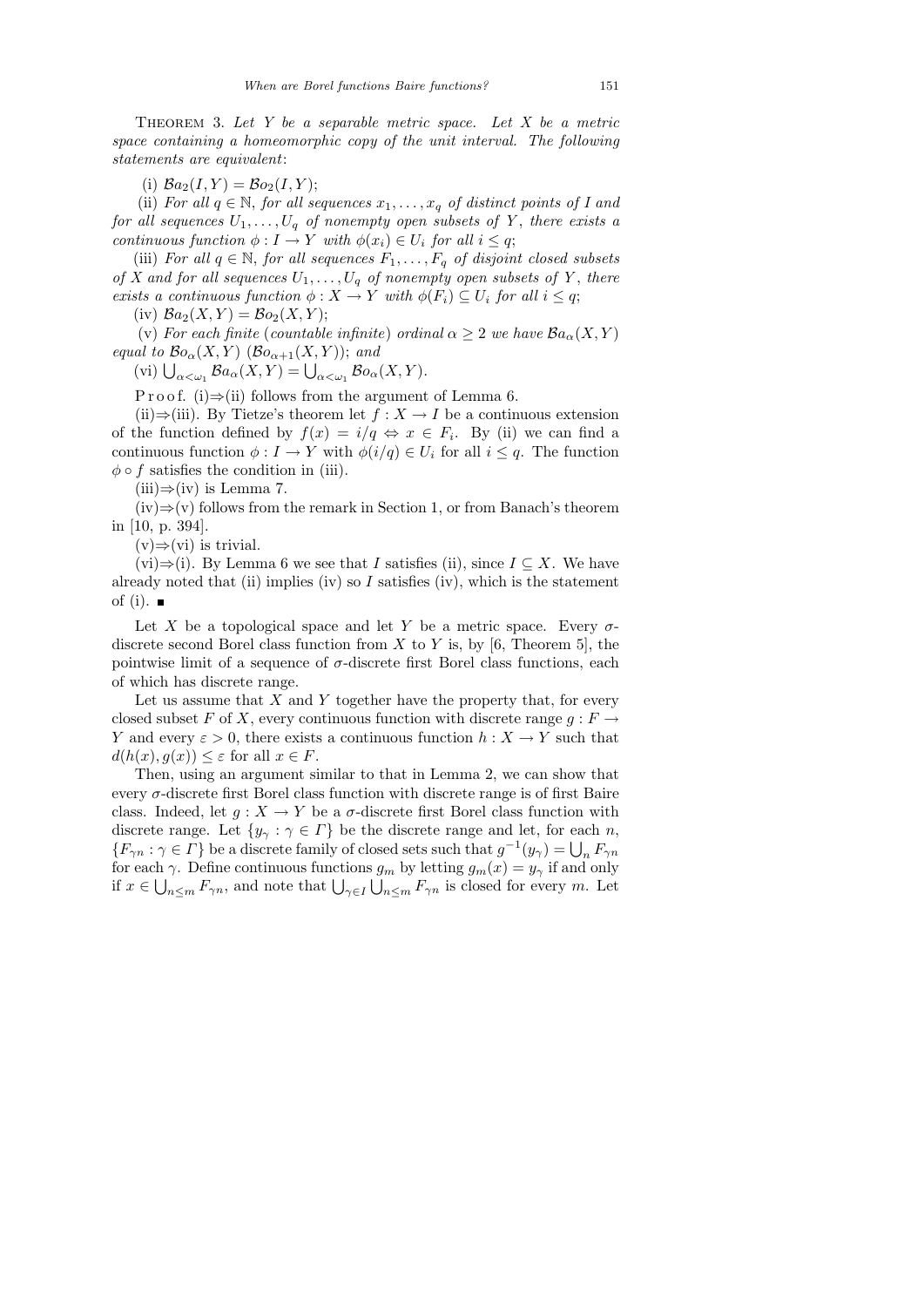THEOREM 3. *Let $Y$ be a separable metric space. Let $X$ be a metric space containing a homeomorphic copy of the unit interval. The following statements are equivalent*:

(i) $\mathcal{B}a_2(I,Y) = \mathcal{B}o_2(I,Y)$;

(ii) *For all $q \in \mathbb{N}$, for all sequences $x_1, \ldots, x_q$ of distinct points of $I$ and for all sequences $U_1, \ldots, U_q$ of nonempty open subsets of $Y$, there exists a continuous function $\phi : I \to Y$ with $\phi(x_i) \in U_i$ for all $i \le q$*;

(iii) *For all $q \in \mathbb{N}$, for all sequences $F_1, \ldots, F_q$ of disjoint closed subsets of $X$ and for all sequences $U_1, \ldots, U_q$ of nonempty open subsets of $Y$, there exists a continuous function $\phi : X \to Y$ with $\phi(F_i) \subseteq U_i$ for all $i \le q$*;

(iv) $\mathcal{B}a_2(X,Y) = \mathcal{B}o_2(X,Y)$;

(v) *For each finite* (*countable infinite*) *ordinal $\alpha \ge 2$ we have $\mathcal{B}a_\alpha(X,Y)$ equal to $\mathcal{B}o_\alpha(X,Y)$ ($\mathcal{B}o_{\alpha+1}(X,Y)$)*; *and*

(vi) $\bigcup_{\alpha<\omega_1} \mathcal{B}a_\alpha(X,Y) = \bigcup_{\alpha<\omega_1} \mathcal{B}o_\alpha(X,Y)$.

Proof. (i)⇒(ii) follows from the argument of Lemma 6.

(ii)⇒(iii). By Tietze's theorem let $f : X \to I$ be a continuous extension of the function defined by $f(x) = i/q \Leftrightarrow x \in F_i$. By (ii) we can find a continuous function $\phi : I \to Y$ with $\phi(i/q) \in U_i$ for all $i \le q$. The function $\phi \circ f$ satisfies the condition in (iii).

(iii)⇒(iv) is Lemma 7.

(iv)⇒(v) follows from the remark in Section 1, or from Banach's theorem in [10, p. 394].

(v)⇒(vi) is trivial.

(vi)⇒(i). By Lemma 6 we see that $I$ satisfies (ii), since $I \subseteq X$. We have already noted that (ii) implies (iv) so $I$ satisfies (iv), which is the statement of (i). ∎

Let $X$ be a topological space and let $Y$ be a metric space. Every $\sigma$-discrete second Borel class function from $X$ to $Y$ is, by [6, Theorem 5], the pointwise limit of a sequence of $\sigma$-discrete first Borel class functions, each of which has discrete range.

Let us assume that $X$ and $Y$ together have the property that, for every closed subset $F$ of $X$, every continuous function with discrete range $g : F \to Y$ and every $\varepsilon > 0$, there exists a continuous function $h : X \to Y$ such that $d(h(x), g(x)) \le \varepsilon$ for all $x \in F$.

Then, using an argument similar to that in Lemma 2, we can show that every $\sigma$-discrete first Borel class function with discrete range is of first Baire class. Indeed, let $g : X \to Y$ be a $\sigma$-discrete first Borel class function with discrete range. Let $\{y_\gamma : \gamma \in \Gamma\}$ be the discrete range and let, for each $n$, $\{F_{\gamma n} : \gamma \in \Gamma\}$ be a discrete family of closed sets such that $g^{-1}(y_\gamma) = \bigcup_n F_{\gamma n}$ for each $\gamma$. Define continuous functions $g_m$ by letting $g_m(x) = y_\gamma$ if and only if $x \in \bigcup_{n \le m} F_{\gamma n}$, and note that $\bigcup_{\gamma \in I} \bigcup_{n \le m} F_{\gamma n}$ is closed for every $m$. Let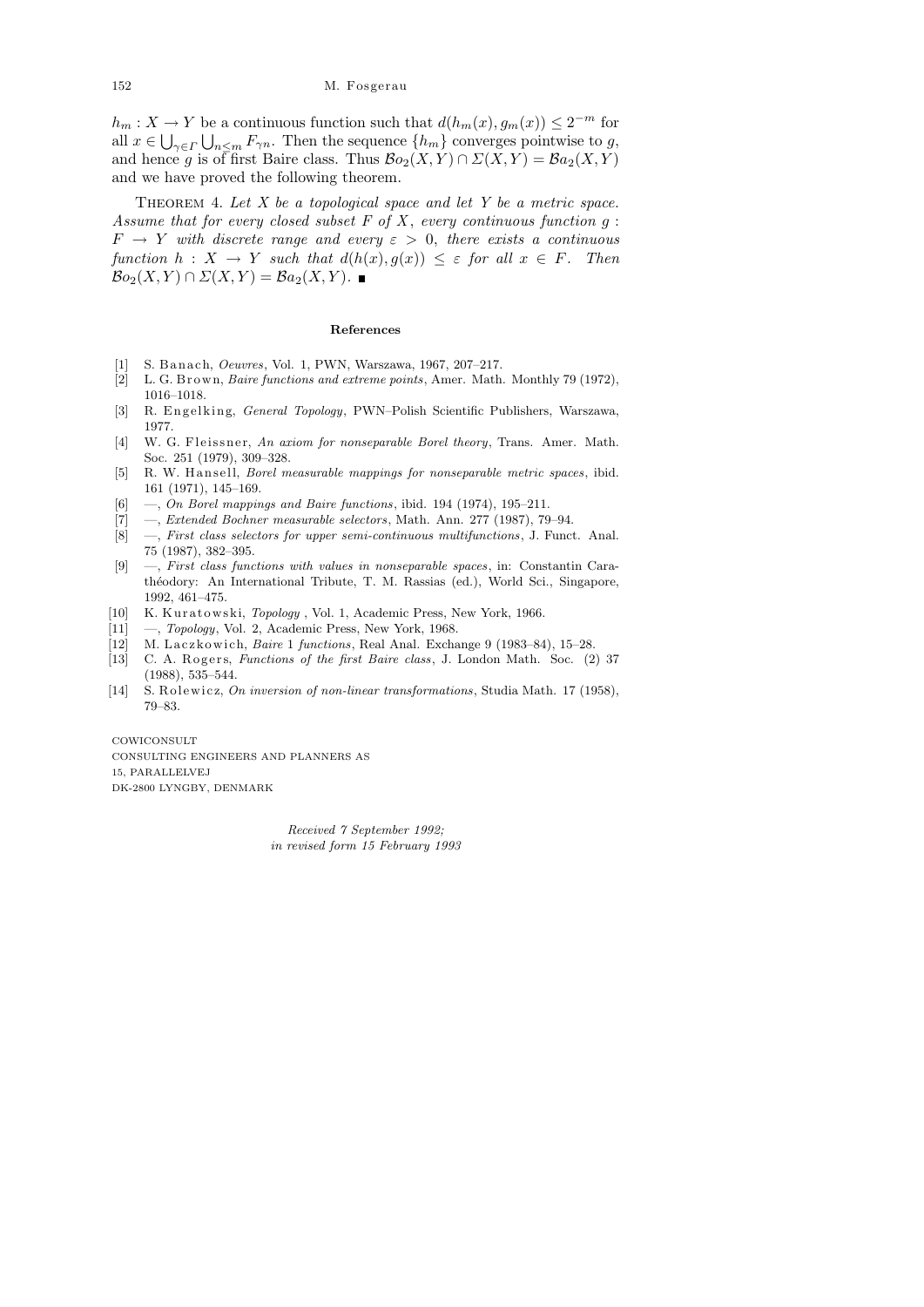$h_m : X \to Y$ be a continuous function such that $d(h_m(x), g_m(x)) \le 2^{-m}$ for all $x \in \bigcup_{\gamma \in \Gamma} \bigcup_{n \le m} F_{\gamma n}$. Then the sequence $\{h_m\}$ converges pointwise to $g$, and hence $g$ is of first Baire class. Thus $\mathcal{B}o_2(X, Y) \cap \Sigma(X, Y) = \mathcal{B}a_2(X, Y)$ and we have proved the following theorem.

THEOREM 4. *Let $X$ be a topological space and let $Y$ be a metric space. Assume that for every closed subset $F$ of $X$, every continuous function $g : F \to Y$ with discrete range and every $\varepsilon > 0$, there exists a continuous function $h : X \to Y$ such that $d(h(x), g(x)) \le \varepsilon$ for all $x \in F$. Then $\mathcal{B}o_2(X, Y) \cap \Sigma(X, Y) = \mathcal{B}a_2(X, Y)$.* ∎

## References

[1] S. Banach, *Oeuvres*, Vol. 1, PWN, Warszawa, 1967, 207–217.

[2] L. G. Brown, *Baire functions and extreme points*, Amer. Math. Monthly 79 (1972), 1016–1018.

[3] R. Engelking, *General Topology*, PWN–Polish Scientific Publishers, Warszawa, 1977.

[4] W. G. Fleissner, *An axiom for nonseparable Borel theory*, Trans. Amer. Math. Soc. 251 (1979), 309–328.

[5] R. W. Hansell, *Borel measurable mappings for nonseparable metric spaces*, ibid. 161 (1971), 145–169.

[6] —, *On Borel mappings and Baire functions*, ibid. 194 (1974), 195–211.

[7] —, *Extended Bochner measurable selectors*, Math. Ann. 277 (1987), 79–94.

[8] —, *First class selectors for upper semi-continuous multifunctions*, J. Funct. Anal. 75 (1987), 382–395.

[9] —, *First class functions with values in nonseparable spaces*, in: Constantin Carathéodory: An International Tribute, T. M. Rassias (ed.), World Sci., Singapore, 1992, 461–475.

[10] K. Kuratowski, *Topology* , Vol. 1, Academic Press, New York, 1966.

[11] —, *Topology*, Vol. 2, Academic Press, New York, 1968.

[12] M. Laczkowich, *Baire* 1 *functions*, Real Anal. Exchange 9 (1983–84), 15–28.

[13] C. A. Rogers, *Functions of the first Baire class*, J. London Math. Soc. (2) 37 (1988), 535–544.

[14] S. Rolewicz, *On inversion of non-linear transformations*, Studia Math. 17 (1958), 79–83.

COWICONSULT
CONSULTING ENGINEERS AND PLANNERS AS
15, PARALLELVEJ
DK-2800 LYNGBY, DENMARK

*Received 7 September 1992;*
*in revised form 15 February 1993*